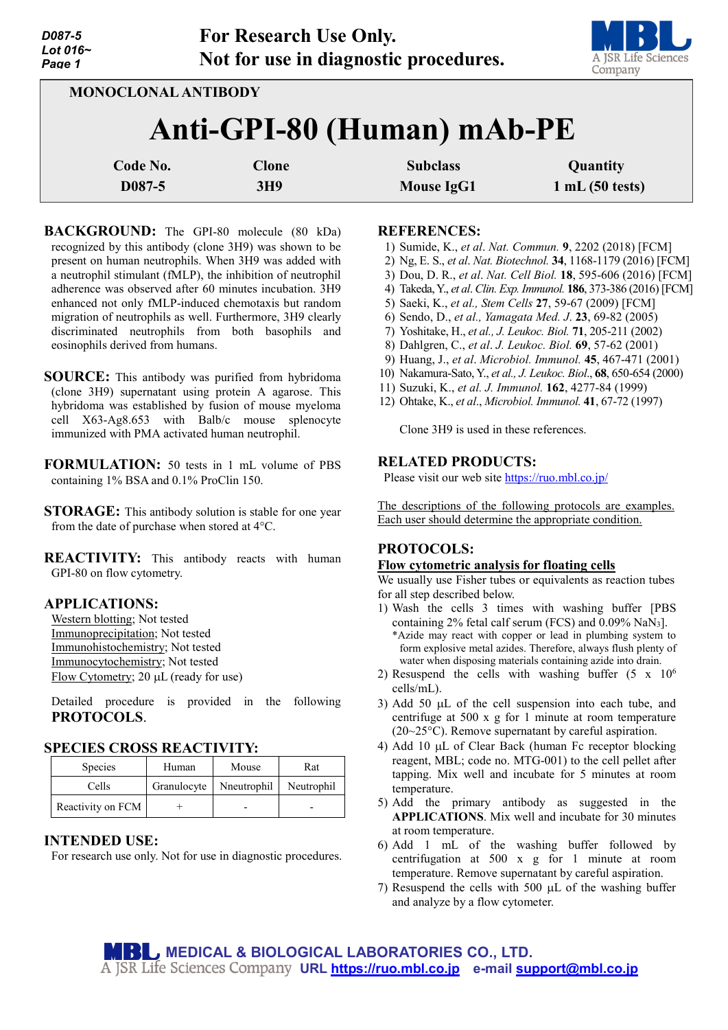For Research Use Only.
Not for use in diagnostic procedures.

MONOCLONAL ANTIBODY

# Anti-GPI-80 (Human) mAb-PE

| Code No. | Clone | Subclass | Quantity |
|---|---|---|---|
| D087-5 | 3H9 | Mouse IgG1 | 1 mL (50 tests) |

**BACKGROUND:** The GPI-80 molecule (80 kDa) recognized by this antibody (clone 3H9) was shown to be present on human neutrophils. When 3H9 was added with a neutrophil stimulant (fMLP), the inhibition of neutrophil adherence was observed after 60 minutes incubation. 3H9 enhanced not only fMLP-induced chemotaxis but random migration of neutrophils as well. Furthermore, 3H9 clearly discriminated neutrophils from both basophils and eosinophils derived from humans.

**SOURCE:** This antibody was purified from hybridoma (clone 3H9) supernatant using protein A agarose. This hybridoma was established by fusion of mouse myeloma cell X63-Ag8.653 with Balb/c mouse splenocyte immunized with PMA activated human neutrophil.

**FORMULATION:** 50 tests in 1 mL volume of PBS containing 1% BSA and 0.1% ProClin 150.

**STORAGE:** This antibody solution is stable for one year from the date of purchase when stored at 4°C.

**REACTIVITY:** This antibody reacts with human GPI-80 on flow cytometry.

**APPLICATIONS:**

Western blotting; Not tested
Immunoprecipitation; Not tested
Immunohistochemistry; Not tested
Immunocytochemistry; Not tested
Flow Cytometry; 20 μL (ready for use)

Detailed procedure is provided in the following **PROTOCOLS**.

**SPECIES CROSS REACTIVITY:**

| Species | Human | Mouse | Rat |
|---|---|---|---|
| Cells | Granulocyte | Nneutrophil | Neutrophil |
| Reactivity on FCM | + | - | - |

**INTENDED USE:**
For research use only. Not for use in diagnostic procedures.

**REFERENCES:**

1) Sumide, K., *et al*. *Nat. Commun.* **9**, 2202 (2018) [FCM]
2) Ng, E. S., *et al*. *Nat. Biotechnol.* **34**, 1168-1179 (2016) [FCM]
3) Dou, D. R., *et al*. *Nat. Cell Biol.* **18**, 595-606 (2016) [FCM]
4) Takeda, Y., *et al*. *Clin. Exp. Immunol.* **186**, 373-386 (2016) [FCM]
5) Saeki, K., *et al., Stem Cells* **27**, 59-67 (2009) [FCM]
6) Sendo, D., *et al., Yamagata Med. J.* **23**, 69-82 (2005)
7) Yoshitake, H., *et al., J. Leukoc. Biol.* **71**, 205-211 (2002)
8) Dahlgren, C., *et al*. *J. Leukoc. Biol.* **69**, 57-62 (2001)
9) Huang, J., *et al*. *Microbiol. Immunol.* **45**, 467-471 (2001)
10) Nakamura-Sato, Y., *et al., J. Leukoc. Biol*., **68**, 650-654 (2000)
11) Suzuki, K., *et al. J. Immunol.* **162**, 4277-84 (1999)
12) Ohtake, K., *et al*., *Microbiol. Immunol.* **41**, 67-72 (1997)

Clone 3H9 is used in these references.

**RELATED PRODUCTS:**
Please visit our web site https://ruo.mbl.co.jp/

The descriptions of the following protocols are examples. Each user should determine the appropriate condition.

**PROTOCOLS:**

**Flow cytometric analysis for floating cells**

We usually use Fisher tubes or equivalents as reaction tubes for all step described below.

1) Wash the cells 3 times with washing buffer [PBS containing 2% fetal calf serum (FCS) and 0.09% $NaN_3$].
   *Azide may react with copper or lead in plumbing system to form explosive metal azides. Therefore, always flush plenty of water when disposing materials containing azide into drain.
2) Resuspend the cells with washing buffer ($5 \times 10^6$ cells/mL).
3) Add 50 μL of the cell suspension into each tube, and centrifuge at 500 x g for 1 minute at room temperature (20~25°C). Remove supernatant by careful aspiration.
4) Add 10 μL of Clear Back (human Fc receptor blocking reagent, MBL; code no. MTG-001) to the cell pellet after tapping. Mix well and incubate for 5 minutes at room temperature.
5) Add the primary antibody as suggested in the **APPLICATIONS**. Mix well and incubate for 30 minutes at room temperature.
6) Add 1 mL of the washing buffer followed by centrifugation at 500 x g for 1 minute at room temperature. Remove supernatant by careful aspiration.
7) Resuspend the cells with 500 μL of the washing buffer and analyze by a flow cytometer.

MEDICAL & BIOLOGICAL LABORATORIES CO., LTD.
A JSR Life Sciences Company URL https://ruo.mbl.co.jp e-mail support@mbl.co.jp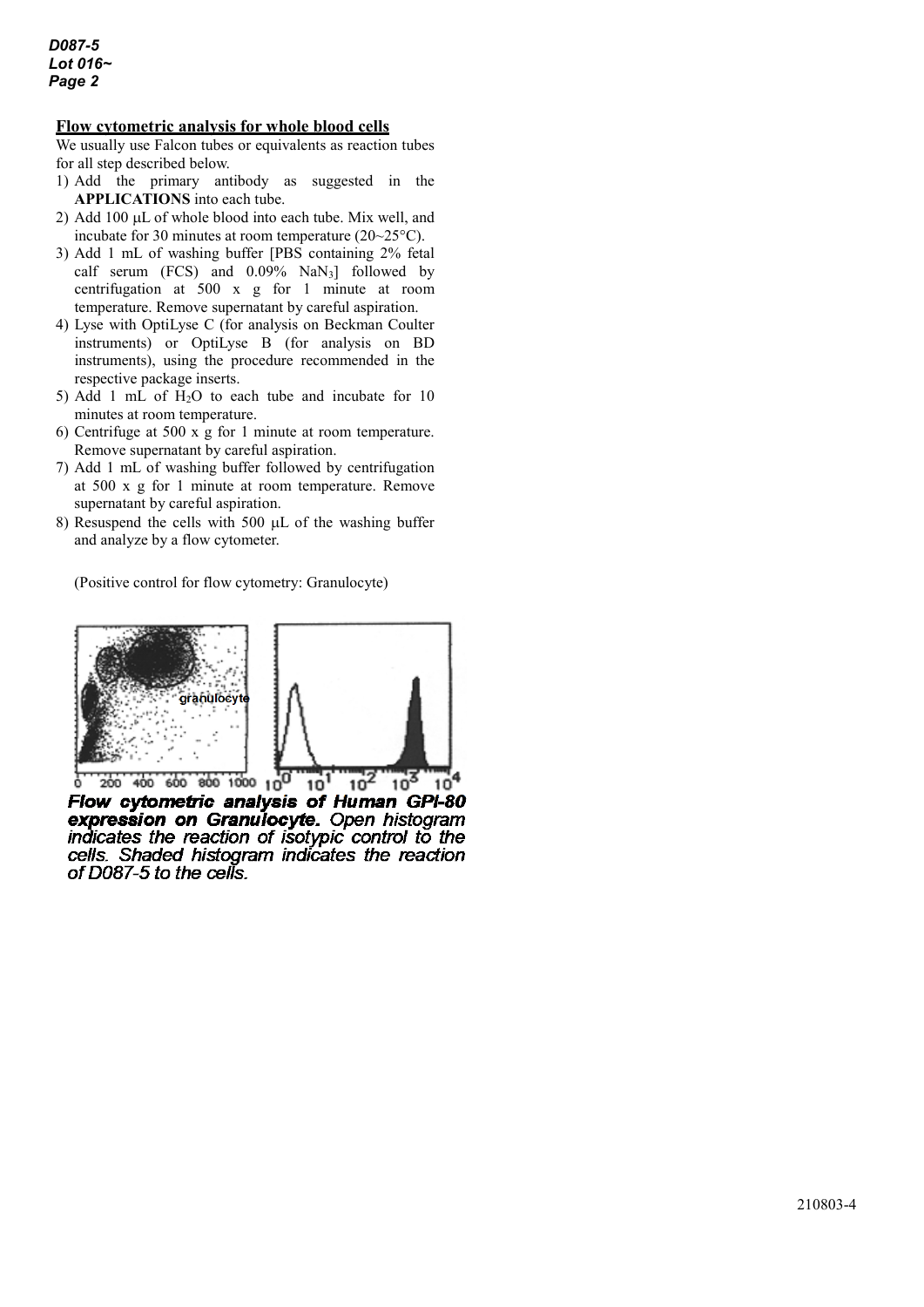## Flow cytometric analysis for whole blood cells

We usually use Falcon tubes or equivalents as reaction tubes for all step described below.

1) Add the primary antibody as suggested in the **APPLICATIONS** into each tube.
2) Add 100 μL of whole blood into each tube. Mix well, and incubate for 30 minutes at room temperature (20~25°C).
3) Add 1 mL of washing buffer [PBS containing 2% fetal calf serum (FCS) and 0.09% $NaN_3$] followed by centrifugation at 500 x g for 1 minute at room temperature. Remove supernatant by careful aspiration.
4) Lyse with OptiLyse C (for analysis on Beckman Coulter instruments) or OptiLyse B (for analysis on BD instruments), using the procedure recommended in the respective package inserts.
5) Add 1 mL of $H_2O$ to each tube and incubate for 10 minutes at room temperature.
6) Centrifuge at 500 x g for 1 minute at room temperature. Remove supernatant by careful aspiration.
7) Add 1 mL of washing buffer followed by centrifugation at 500 x g for 1 minute at room temperature. Remove supernatant by careful aspiration.
8) Resuspend the cells with 500 μL of the washing buffer and analyze by a flow cytometer.

(Positive control for flow cytometry: Granulocyte)

granulocyte

0 200 400 600 800 1000

$10^0$ $10^1$ $10^2$ $10^3$ $10^4$

***Flow cytometric analysis of Human GPI-80 expression on Granulocyte.*** *Open histogram indicates the reaction of isotypic control to the cells. Shaded histogram indicates the reaction of D087-5 to the cells.*